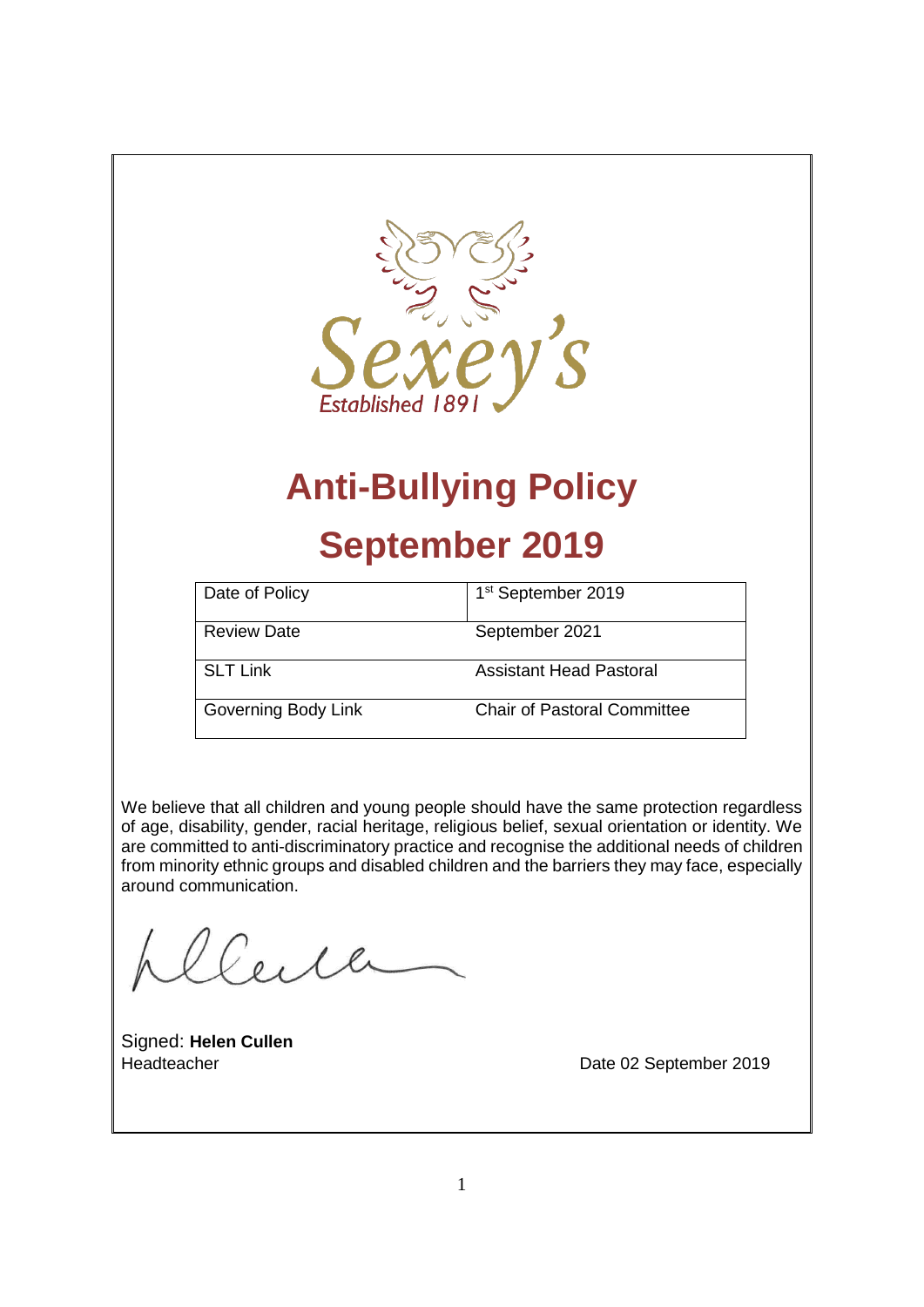Sexey's
Established 1891

# Anti-Bullying Policy

# September 2019

| Date of Policy | 1st September 2019 |
|---|---|
| Review Date | September 2021 |
| SLT Link | Assistant Head Pastoral |
| Governing Body Link | Chair of Pastoral Committee |

We believe that all children and young people should have the same protection regardless of age, disability, gender, racial heritage, religious belief, sexual orientation or identity. We are committed to anti-discriminatory practice and recognise the additional needs of children from minority ethnic groups and disabled children and the barriers they may face, especially around communication.

Signed: **Helen Cullen**
Headteacher

Date 02 September 2019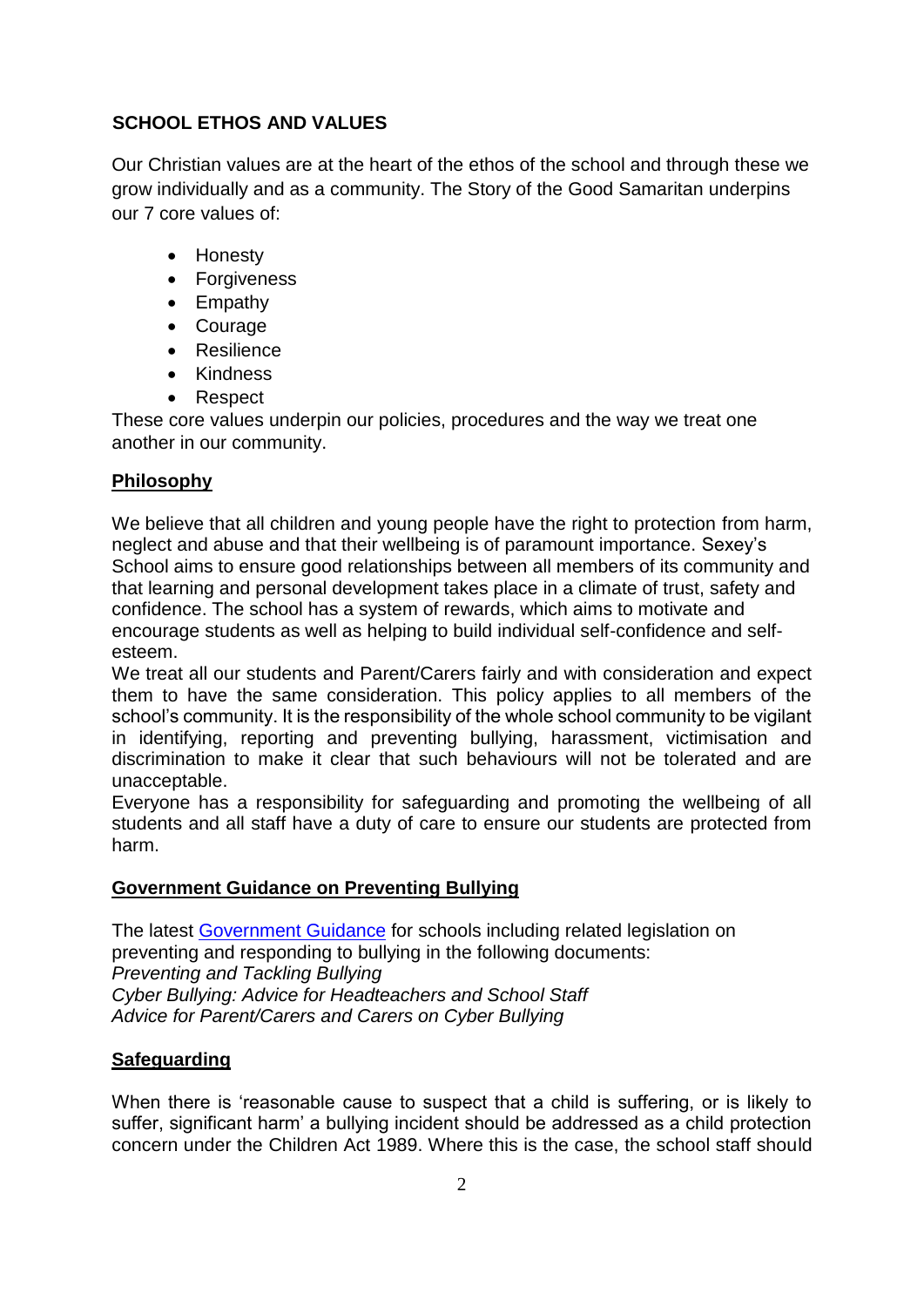## SCHOOL ETHOS AND VALUES

Our Christian values are at the heart of the ethos of the school and through these we grow individually and as a community. The Story of the Good Samaritan underpins our 7 core values of:

- Honesty
- Forgiveness
- Empathy
- Courage
- Resilience
- Kindness
- Respect

These core values underpin our policies, procedures and the way we treat one another in our community.

### Philosophy

We believe that all children and young people have the right to protection from harm, neglect and abuse and that their wellbeing is of paramount importance. Sexey's School aims to ensure good relationships between all members of its community and that learning and personal development takes place in a climate of trust, safety and confidence. The school has a system of rewards, which aims to motivate and encourage students as well as helping to build individual self-confidence and self-esteem.

We treat all our students and Parent/Carers fairly and with consideration and expect them to have the same consideration. This policy applies to all members of the school's community. It is the responsibility of the whole school community to be vigilant in identifying, reporting and preventing bullying, harassment, victimisation and discrimination to make it clear that such behaviours will not be tolerated and are unacceptable.

Everyone has a responsibility for safeguarding and promoting the wellbeing of all students and all staff have a duty of care to ensure our students are protected from harm.

### Government Guidance on Preventing Bullying

The latest Government Guidance for schools including related legislation on preventing and responding to bullying in the following documents:

*Preventing and Tackling Bullying*

*Cyber Bullying: Advice for Headteachers and School Staff*

*Advice for Parent/Carers and Carers on Cyber Bullying*

### Safeguarding

When there is 'reasonable cause to suspect that a child is suffering, or is likely to suffer, significant harm' a bullying incident should be addressed as a child protection concern under the Children Act 1989. Where this is the case, the school staff should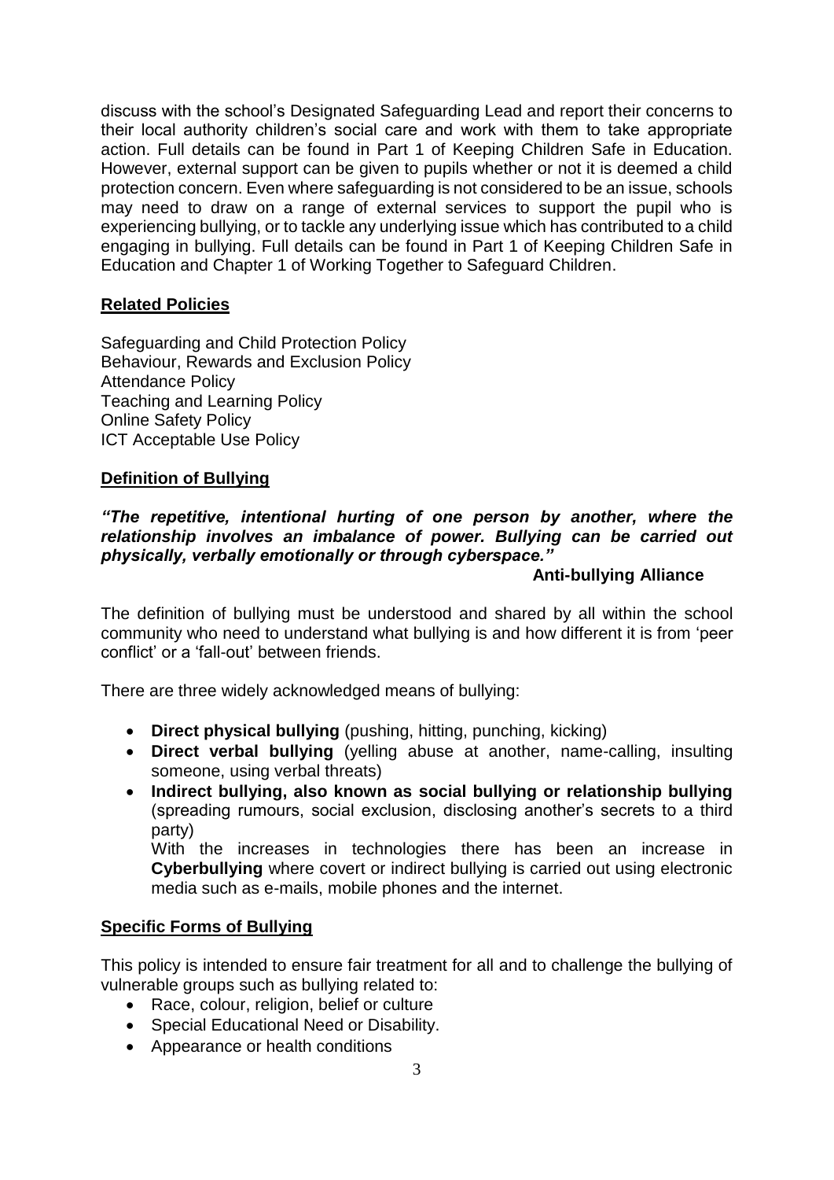discuss with the school's Designated Safeguarding Lead and report their concerns to their local authority children's social care and work with them to take appropriate action. Full details can be found in Part 1 of Keeping Children Safe in Education. However, external support can be given to pupils whether or not it is deemed a child protection concern. Even where safeguarding is not considered to be an issue, schools may need to draw on a range of external services to support the pupil who is experiencing bullying, or to tackle any underlying issue which has contributed to a child engaging in bullying. Full details can be found in Part 1 of Keeping Children Safe in Education and Chapter 1 of Working Together to Safeguard Children.

## **Related Policies**

Safeguarding and Child Protection Policy
Behaviour, Rewards and Exclusion Policy
Attendance Policy
Teaching and Learning Policy
Online Safety Policy
ICT Acceptable Use Policy

## **Definition of Bullying**

***"The repetitive, intentional hurting of one person by another, where the relationship involves an imbalance of power. Bullying can be carried out physically, verbally emotionally or through cyberspace."***

**Anti-bullying Alliance**

The definition of bullying must be understood and shared by all within the school community who need to understand what bullying is and how different it is from 'peer conflict' or a 'fall-out' between friends.

There are three widely acknowledged means of bullying:

- **Direct physical bullying** (pushing, hitting, punching, kicking)
- **Direct verbal bullying** (yelling abuse at another, name-calling, insulting someone, using verbal threats)
- **Indirect bullying, also known as social bullying or relationship bullying** (spreading rumours, social exclusion, disclosing another's secrets to a third party)
  With the increases in technologies there has been an increase in **Cyberbullying** where covert or indirect bullying is carried out using electronic media such as e-mails, mobile phones and the internet.

## **Specific Forms of Bullying**

This policy is intended to ensure fair treatment for all and to challenge the bullying of vulnerable groups such as bullying related to:

- Race, colour, religion, belief or culture
- Special Educational Need or Disability.
- Appearance or health conditions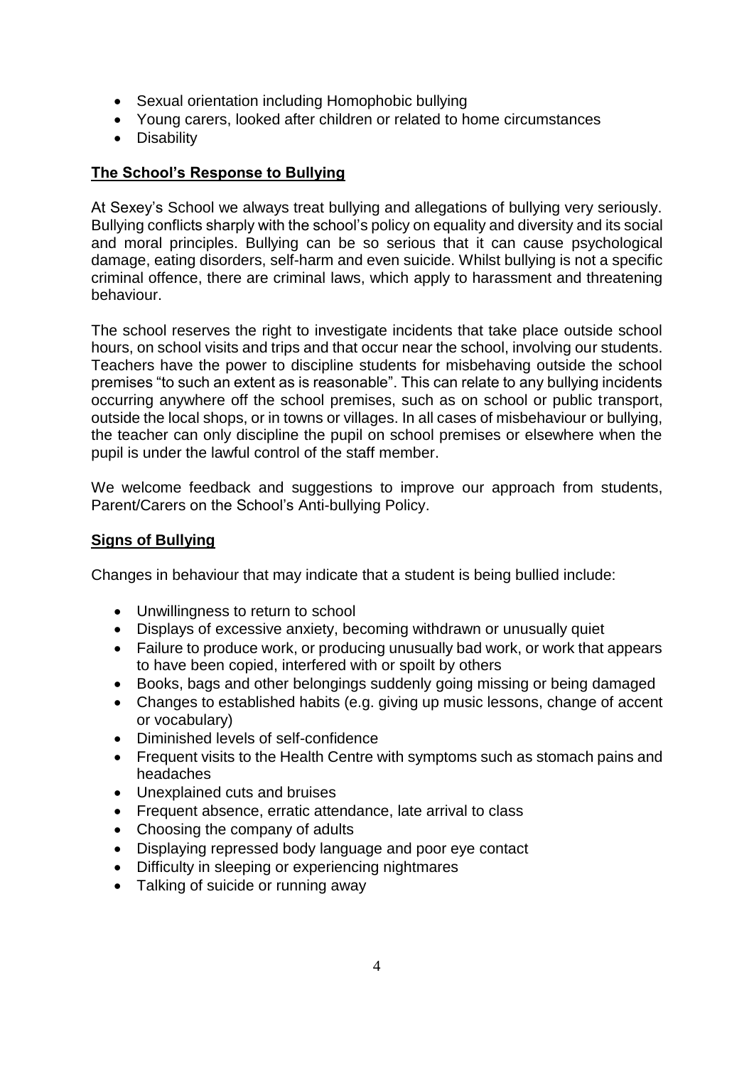- Sexual orientation including Homophobic bullying
- Young carers, looked after children or related to home circumstances
- Disability

## **The School's Response to Bullying**

At Sexey's School we always treat bullying and allegations of bullying very seriously. Bullying conflicts sharply with the school's policy on equality and diversity and its social and moral principles. Bullying can be so serious that it can cause psychological damage, eating disorders, self-harm and even suicide. Whilst bullying is not a specific criminal offence, there are criminal laws, which apply to harassment and threatening behaviour.

The school reserves the right to investigate incidents that take place outside school hours, on school visits and trips and that occur near the school, involving our students. Teachers have the power to discipline students for misbehaving outside the school premises "to such an extent as is reasonable". This can relate to any bullying incidents occurring anywhere off the school premises, such as on school or public transport, outside the local shops, or in towns or villages. In all cases of misbehaviour or bullying, the teacher can only discipline the pupil on school premises or elsewhere when the pupil is under the lawful control of the staff member.

We welcome feedback and suggestions to improve our approach from students, Parent/Carers on the School's Anti-bullying Policy.

## **Signs of Bullying**

Changes in behaviour that may indicate that a student is being bullied include:

- Unwillingness to return to school
- Displays of excessive anxiety, becoming withdrawn or unusually quiet
- Failure to produce work, or producing unusually bad work, or work that appears to have been copied, interfered with or spoilt by others
- Books, bags and other belongings suddenly going missing or being damaged
- Changes to established habits (e.g. giving up music lessons, change of accent or vocabulary)
- Diminished levels of self-confidence
- Frequent visits to the Health Centre with symptoms such as stomach pains and headaches
- Unexplained cuts and bruises
- Frequent absence, erratic attendance, late arrival to class
- Choosing the company of adults
- Displaying repressed body language and poor eye contact
- Difficulty in sleeping or experiencing nightmares
- Talking of suicide or running away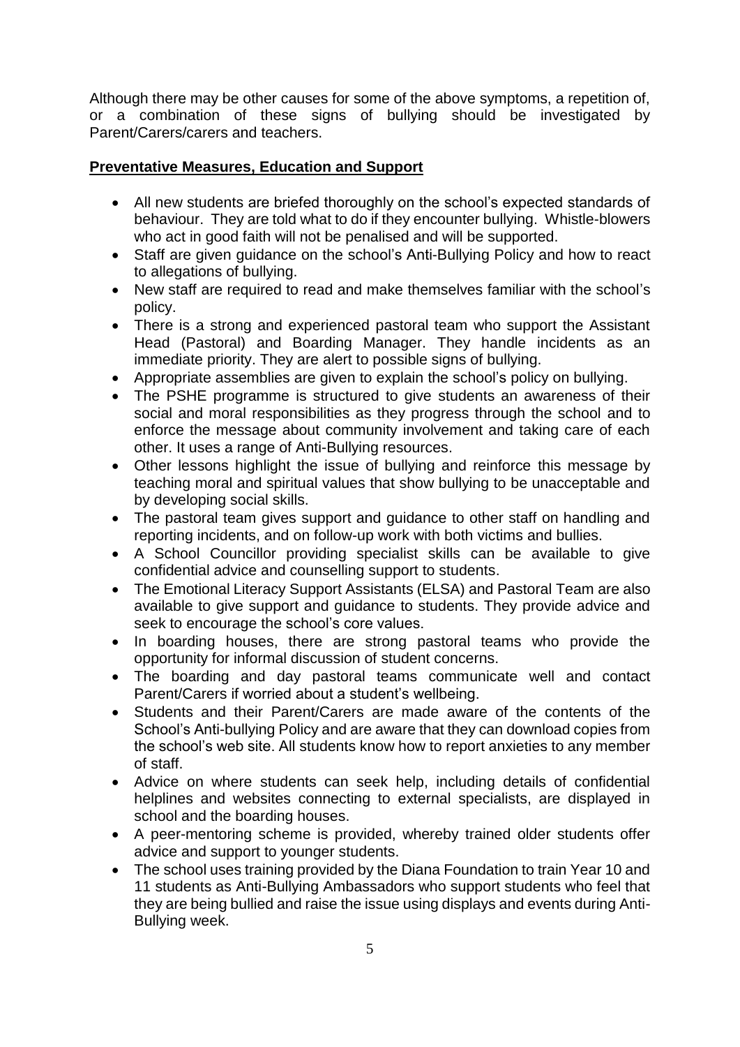Although there may be other causes for some of the above symptoms, a repetition of, or a combination of these signs of bullying should be investigated by Parent/Carers/carers and teachers.

**Preventative Measures, Education and Support**

- All new students are briefed thoroughly on the school's expected standards of behaviour. They are told what to do if they encounter bullying. Whistle-blowers who act in good faith will not be penalised and will be supported.
- Staff are given guidance on the school's Anti-Bullying Policy and how to react to allegations of bullying.
- New staff are required to read and make themselves familiar with the school's policy.
- There is a strong and experienced pastoral team who support the Assistant Head (Pastoral) and Boarding Manager. They handle incidents as an immediate priority. They are alert to possible signs of bullying.
- Appropriate assemblies are given to explain the school's policy on bullying.
- The PSHE programme is structured to give students an awareness of their social and moral responsibilities as they progress through the school and to enforce the message about community involvement and taking care of each other. It uses a range of Anti-Bullying resources.
- Other lessons highlight the issue of bullying and reinforce this message by teaching moral and spiritual values that show bullying to be unacceptable and by developing social skills.
- The pastoral team gives support and guidance to other staff on handling and reporting incidents, and on follow-up work with both victims and bullies.
- A School Councillor providing specialist skills can be available to give confidential advice and counselling support to students.
- The Emotional Literacy Support Assistants (ELSA) and Pastoral Team are also available to give support and guidance to students. They provide advice and seek to encourage the school's core values.
- In boarding houses, there are strong pastoral teams who provide the opportunity for informal discussion of student concerns.
- The boarding and day pastoral teams communicate well and contact Parent/Carers if worried about a student's wellbeing.
- Students and their Parent/Carers are made aware of the contents of the School's Anti-bullying Policy and are aware that they can download copies from the school's web site. All students know how to report anxieties to any member of staff.
- Advice on where students can seek help, including details of confidential helplines and websites connecting to external specialists, are displayed in school and the boarding houses.
- A peer-mentoring scheme is provided, whereby trained older students offer advice and support to younger students.
- The school uses training provided by the Diana Foundation to train Year 10 and 11 students as Anti-Bullying Ambassadors who support students who feel that they are being bullied and raise the issue using displays and events during Anti-Bullying week.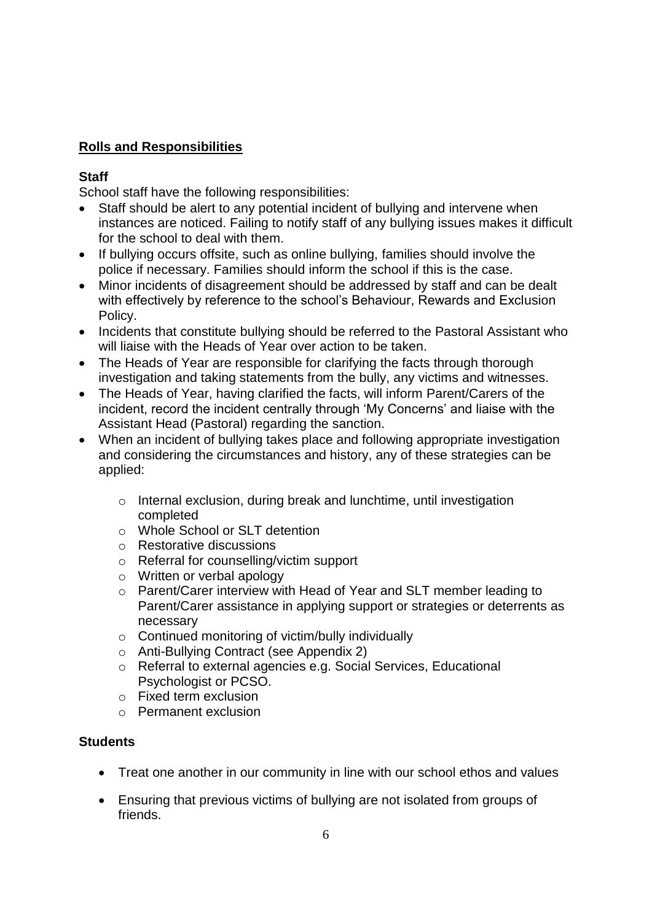## **Rolls and Responsibilities**

### **Staff**

School staff have the following responsibilities:

- Staff should be alert to any potential incident of bullying and intervene when instances are noticed. Failing to notify staff of any bullying issues makes it difficult for the school to deal with them.
- If bullying occurs offsite, such as online bullying, families should involve the police if necessary. Families should inform the school if this is the case.
- Minor incidents of disagreement should be addressed by staff and can be dealt with effectively by reference to the school's Behaviour, Rewards and Exclusion Policy.
- Incidents that constitute bullying should be referred to the Pastoral Assistant who will liaise with the Heads of Year over action to be taken.
- The Heads of Year are responsible for clarifying the facts through thorough investigation and taking statements from the bully, any victims and witnesses.
- The Heads of Year, having clarified the facts, will inform Parent/Carers of the incident, record the incident centrally through 'My Concerns' and liaise with the Assistant Head (Pastoral) regarding the sanction.
- When an incident of bullying takes place and following appropriate investigation and considering the circumstances and history, any of these strategies can be applied:
    - Internal exclusion, during break and lunchtime, until investigation completed
    - Whole School or SLT detention
    - Restorative discussions
    - Referral for counselling/victim support
    - Written or verbal apology
    - Parent/Carer interview with Head of Year and SLT member leading to Parent/Carer assistance in applying support or strategies or deterrents as necessary
    - Continued monitoring of victim/bully individually
    - Anti-Bullying Contract (see Appendix 2)
    - Referral to external agencies e.g. Social Services, Educational Psychologist or PCSO.
    - Fixed term exclusion
    - Permanent exclusion

### **Students**

- Treat one another in our community in line with our school ethos and values
- Ensuring that previous victims of bullying are not isolated from groups of friends.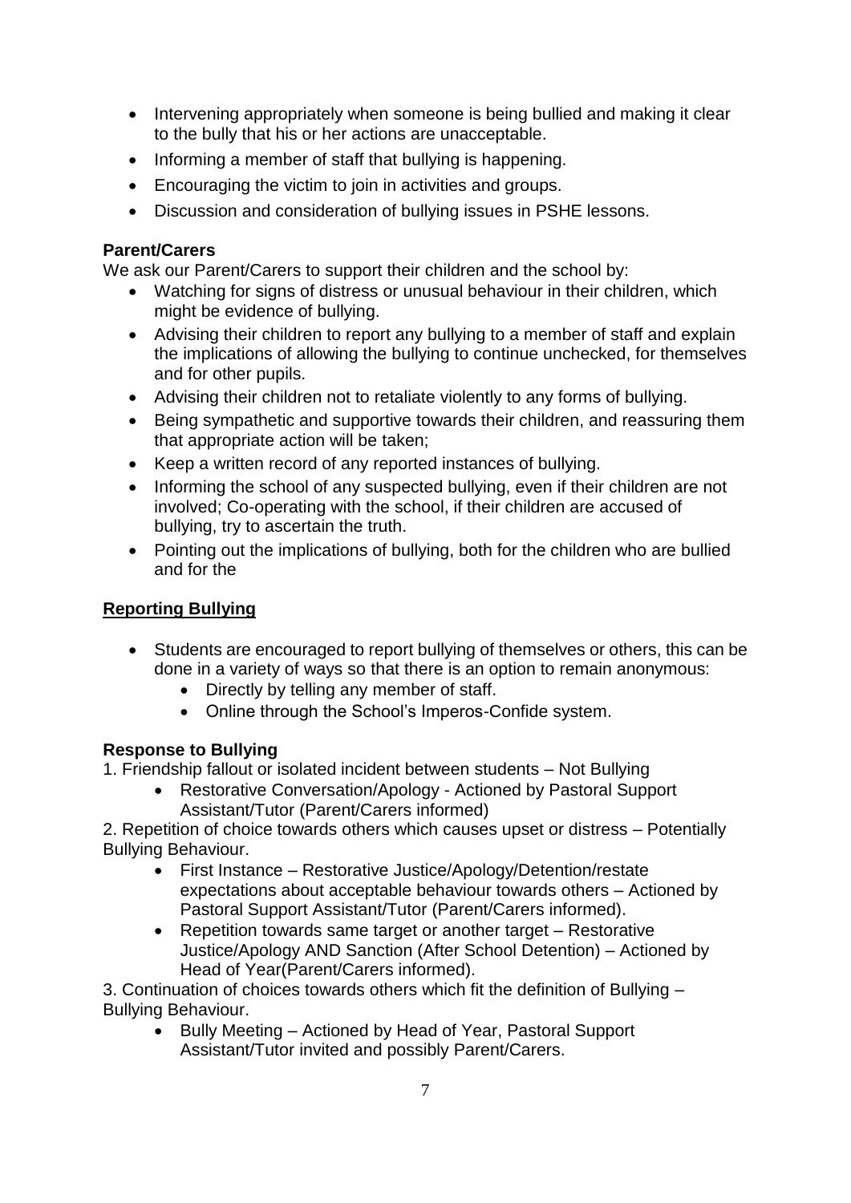- Intervening appropriately when someone is being bullied and making it clear to the bully that his or her actions are unacceptable.
- Informing a member of staff that bullying is happening.
- Encouraging the victim to join in activities and groups.
- Discussion and consideration of bullying issues in PSHE lessons.

**Parent/Carers**

We ask our Parent/Carers to support their children and the school by:

- Watching for signs of distress or unusual behaviour in their children, which might be evidence of bullying.
- Advising their children to report any bullying to a member of staff and explain the implications of allowing the bullying to continue unchecked, for themselves and for other pupils.
- Advising their children not to retaliate violently to any forms of bullying.
- Being sympathetic and supportive towards their children, and reassuring them that appropriate action will be taken;
- Keep a written record of any reported instances of bullying.
- Informing the school of any suspected bullying, even if their children are not involved; Co-operating with the school, if their children are accused of bullying, try to ascertain the truth.
- Pointing out the implications of bullying, both for the children who are bullied and for the

**Reporting Bullying**

- Students are encouraged to report bullying of themselves or others, this can be done in a variety of ways so that there is an option to remain anonymous:
    - Directly by telling any member of staff.
    - Online through the School's Imperos-Confide system.

**Response to Bullying**

1. Friendship fallout or isolated incident between students – Not Bullying
    - Restorative Conversation/Apology - Actioned by Pastoral Support Assistant/Tutor (Parent/Carers informed)

2. Repetition of choice towards others which causes upset or distress – Potentially Bullying Behaviour.
    - First Instance – Restorative Justice/Apology/Detention/restate expectations about acceptable behaviour towards others – Actioned by Pastoral Support Assistant/Tutor (Parent/Carers informed).
    - Repetition towards same target or another target – Restorative Justice/Apology AND Sanction (After School Detention) – Actioned by Head of Year(Parent/Carers informed).

3. Continuation of choices towards others which fit the definition of Bullying – Bullying Behaviour.
    - Bully Meeting – Actioned by Head of Year, Pastoral Support Assistant/Tutor invited and possibly Parent/Carers.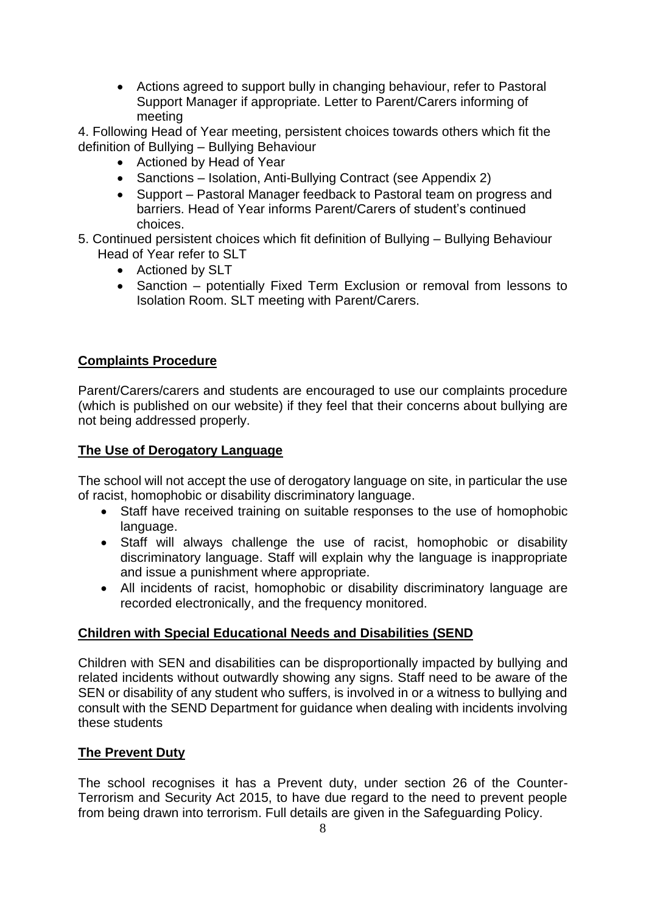- Actions agreed to support bully in changing behaviour, refer to Pastoral Support Manager if appropriate. Letter to Parent/Carers informing of meeting

4. Following Head of Year meeting, persistent choices towards others which fit the definition of Bullying – Bullying Behaviour
   - Actioned by Head of Year
   - Sanctions – Isolation, Anti-Bullying Contract (see Appendix 2)
   - Support – Pastoral Manager feedback to Pastoral team on progress and barriers. Head of Year informs Parent/Carers of student's continued choices.
5. Continued persistent choices which fit definition of Bullying – Bullying Behaviour Head of Year refer to SLT
   - Actioned by SLT
   - Sanction – potentially Fixed Term Exclusion or removal from lessons to Isolation Room. SLT meeting with Parent/Carers.

## Complaints Procedure

Parent/Carers/carers and students are encouraged to use our complaints procedure (which is published on our website) if they feel that their concerns about bullying are not being addressed properly.

## The Use of Derogatory Language

The school will not accept the use of derogatory language on site, in particular the use of racist, homophobic or disability discriminatory language.

- Staff have received training on suitable responses to the use of homophobic language.
- Staff will always challenge the use of racist, homophobic or disability discriminatory language. Staff will explain why the language is inappropriate and issue a punishment where appropriate.
- All incidents of racist, homophobic or disability discriminatory language are recorded electronically, and the frequency monitored.

## Children with Special Educational Needs and Disabilities (SEND

Children with SEN and disabilities can be disproportionally impacted by bullying and related incidents without outwardly showing any signs. Staff need to be aware of the SEN or disability of any student who suffers, is involved in or a witness to bullying and consult with the SEND Department for guidance when dealing with incidents involving these students

## The Prevent Duty

The school recognises it has a Prevent duty, under section 26 of the Counter-Terrorism and Security Act 2015, to have due regard to the need to prevent people from being drawn into terrorism. Full details are given in the Safeguarding Policy.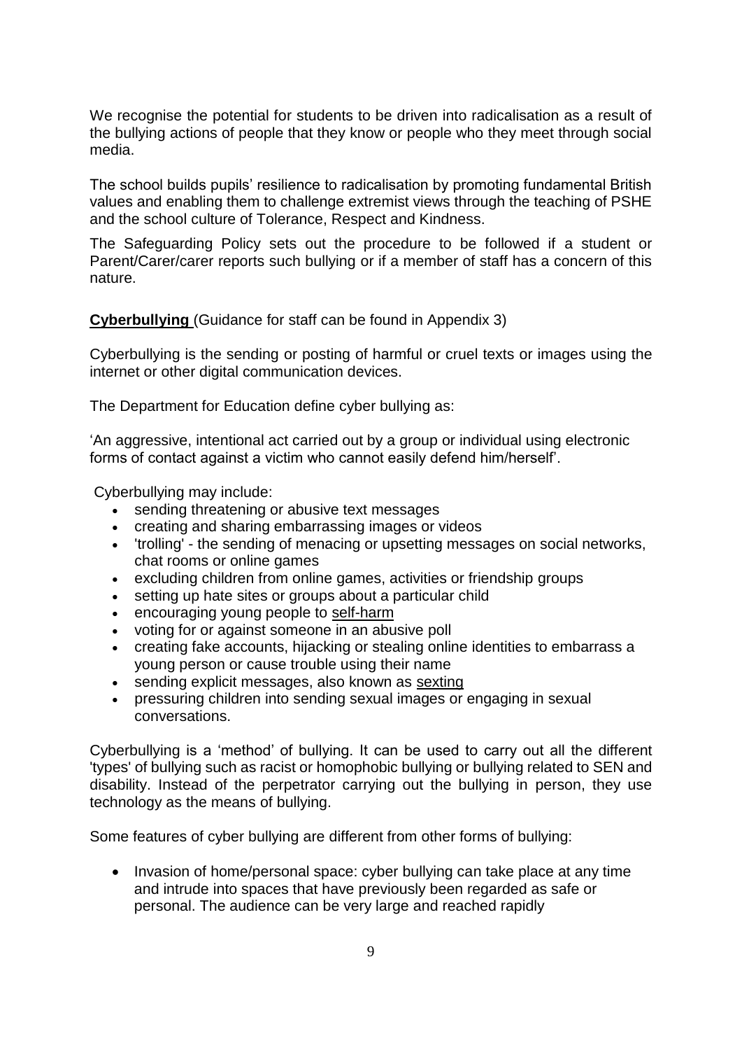We recognise the potential for students to be driven into radicalisation as a result of the bullying actions of people that they know or people who they meet through social media.

The school builds pupils' resilience to radicalisation by promoting fundamental British values and enabling them to challenge extremist views through the teaching of PSHE and the school culture of Tolerance, Respect and Kindness.

The Safeguarding Policy sets out the procedure to be followed if a student or Parent/Carer/carer reports such bullying or if a member of staff has a concern of this nature.

**Cyberbullying** (Guidance for staff can be found in Appendix 3)

Cyberbullying is the sending or posting of harmful or cruel texts or images using the internet or other digital communication devices.

The Department for Education define cyber bullying as:

'An aggressive, intentional act carried out by a group or individual using electronic forms of contact against a victim who cannot easily defend him/herself'.

Cyberbullying may include:

- sending threatening or abusive text messages
- creating and sharing embarrassing images or videos
- 'trolling' - the sending of menacing or upsetting messages on social networks, chat rooms or online games
- excluding children from online games, activities or friendship groups
- setting up hate sites or groups about a particular child
- encouraging young people to self-harm
- voting for or against someone in an abusive poll
- creating fake accounts, hijacking or stealing online identities to embarrass a young person or cause trouble using their name
- sending explicit messages, also known as sexting
- pressuring children into sending sexual images or engaging in sexual conversations.

Cyberbullying is a 'method' of bullying. It can be used to carry out all the different 'types' of bullying such as racist or homophobic bullying or bullying related to SEN and disability. Instead of the perpetrator carrying out the bullying in person, they use technology as the means of bullying.

Some features of cyber bullying are different from other forms of bullying:

- Invasion of home/personal space: cyber bullying can take place at any time and intrude into spaces that have previously been regarded as safe or personal. The audience can be very large and reached rapidly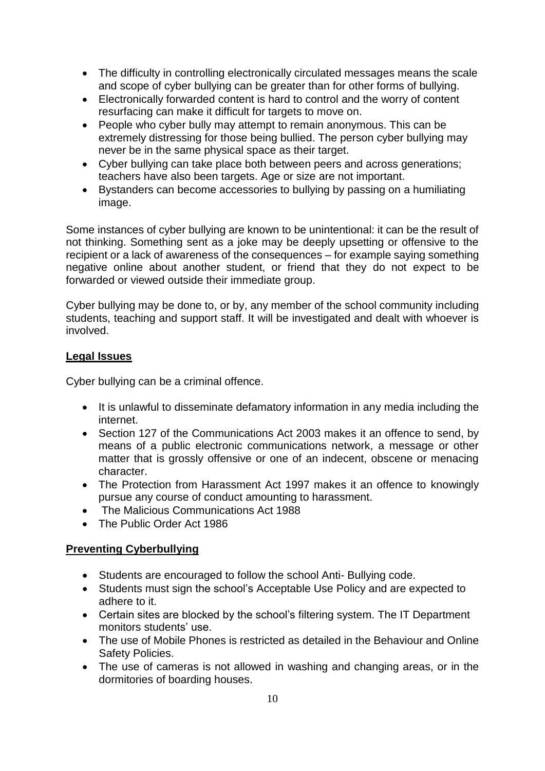- The difficulty in controlling electronically circulated messages means the scale and scope of cyber bullying can be greater than for other forms of bullying.
- Electronically forwarded content is hard to control and the worry of content resurfacing can make it difficult for targets to move on.
- People who cyber bully may attempt to remain anonymous. This can be extremely distressing for those being bullied. The person cyber bullying may never be in the same physical space as their target.
- Cyber bullying can take place both between peers and across generations; teachers have also been targets. Age or size are not important.
- Bystanders can become accessories to bullying by passing on a humiliating image.

Some instances of cyber bullying are known to be unintentional: it can be the result of not thinking. Something sent as a joke may be deeply upsetting or offensive to the recipient or a lack of awareness of the consequences – for example saying something negative online about another student, or friend that they do not expect to be forwarded or viewed outside their immediate group.

Cyber bullying may be done to, or by, any member of the school community including students, teaching and support staff. It will be investigated and dealt with whoever is involved.

**Legal Issues**

Cyber bullying can be a criminal offence.

- It is unlawful to disseminate defamatory information in any media including the internet.
- Section 127 of the Communications Act 2003 makes it an offence to send, by means of a public electronic communications network, a message or other matter that is grossly offensive or one of an indecent, obscene or menacing character.
- The Protection from Harassment Act 1997 makes it an offence to knowingly pursue any course of conduct amounting to harassment.
- The Malicious Communications Act 1988
- The Public Order Act 1986

**Preventing Cyberbullying**

- Students are encouraged to follow the school Anti- Bullying code.
- Students must sign the school's Acceptable Use Policy and are expected to adhere to it.
- Certain sites are blocked by the school's filtering system. The IT Department monitors students' use.
- The use of Mobile Phones is restricted as detailed in the Behaviour and Online Safety Policies.
- The use of cameras is not allowed in washing and changing areas, or in the dormitories of boarding houses.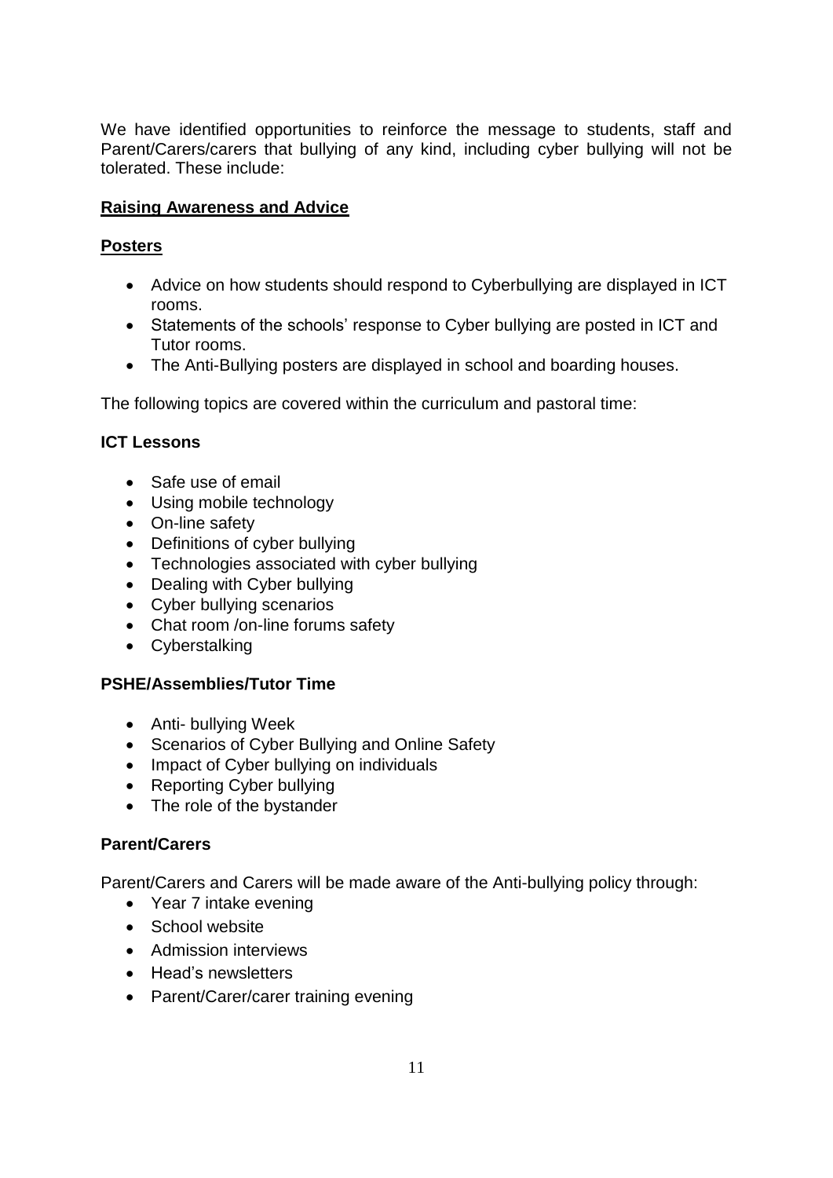We have identified opportunities to reinforce the message to students, staff and Parent/Carers/carers that bullying of any kind, including cyber bullying will not be tolerated. These include:

**Raising Awareness and Advice**

**Posters**

- Advice on how students should respond to Cyberbullying are displayed in ICT rooms.
- Statements of the schools' response to Cyber bullying are posted in ICT and Tutor rooms.
- The Anti-Bullying posters are displayed in school and boarding houses.

The following topics are covered within the curriculum and pastoral time:

**ICT Lessons**

- Safe use of email
- Using mobile technology
- On-line safety
- Definitions of cyber bullying
- Technologies associated with cyber bullying
- Dealing with Cyber bullying
- Cyber bullying scenarios
- Chat room /on-line forums safety
- Cyberstalking

**PSHE/Assemblies/Tutor Time**

- Anti- bullying Week
- Scenarios of Cyber Bullying and Online Safety
- Impact of Cyber bullying on individuals
- Reporting Cyber bullying
- The role of the bystander

**Parent/Carers**

Parent/Carers and Carers will be made aware of the Anti-bullying policy through:

- Year 7 intake evening
- School website
- Admission interviews
- Head's newsletters
- Parent/Carer/carer training evening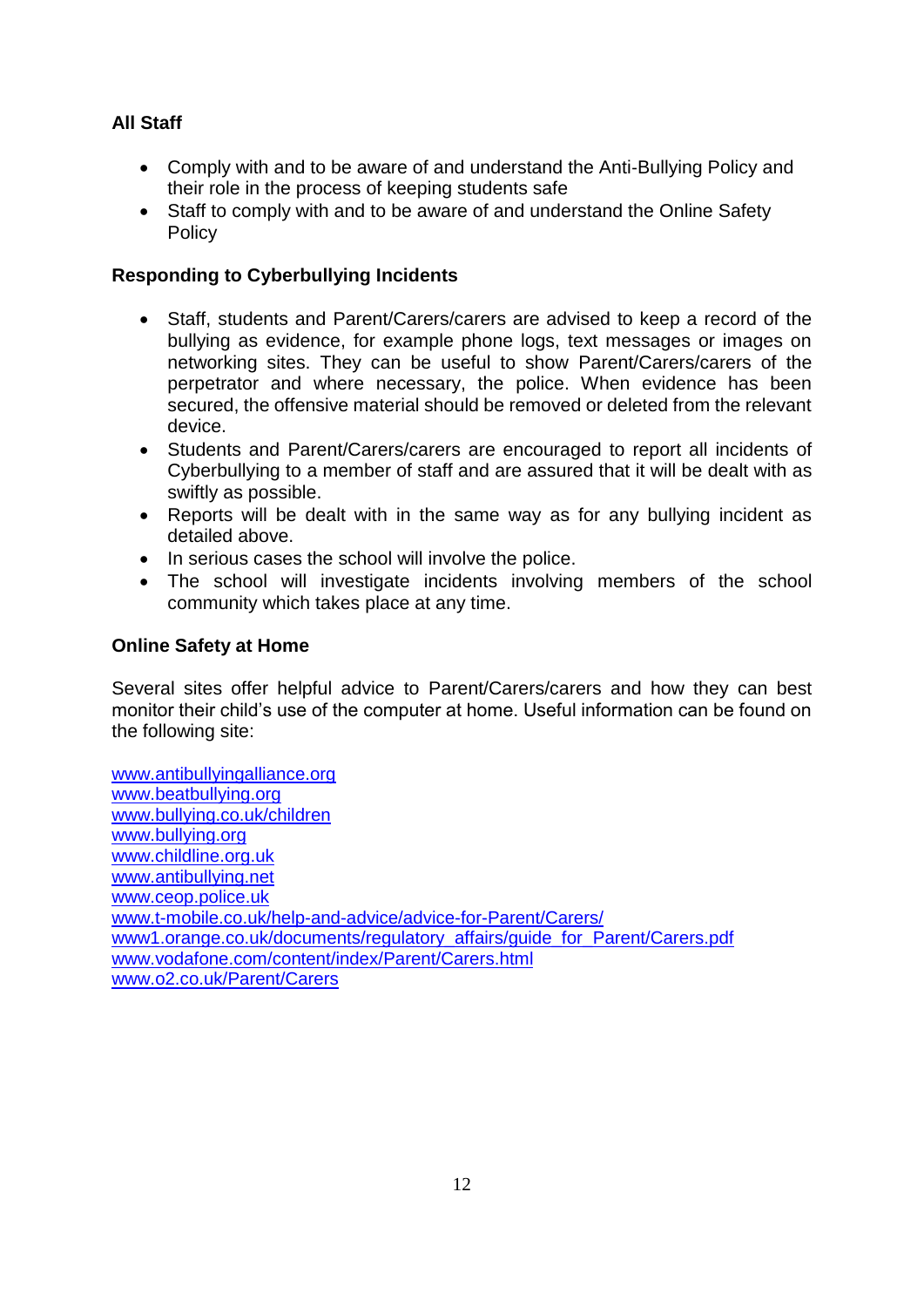**All Staff**

- Comply with and to be aware of and understand the Anti-Bullying Policy and their role in the process of keeping students safe
- Staff to comply with and to be aware of and understand the Online Safety Policy

**Responding to Cyberbullying Incidents**

- Staff, students and Parent/Carers/carers are advised to keep a record of the bullying as evidence, for example phone logs, text messages or images on networking sites. They can be useful to show Parent/Carers/carers of the perpetrator and where necessary, the police. When evidence has been secured, the offensive material should be removed or deleted from the relevant device.
- Students and Parent/Carers/carers are encouraged to report all incidents of Cyberbullying to a member of staff and are assured that it will be dealt with as swiftly as possible.
- Reports will be dealt with in the same way as for any bullying incident as detailed above.
- In serious cases the school will involve the police.
- The school will investigate incidents involving members of the school community which takes place at any time.

**Online Safety at Home**

Several sites offer helpful advice to Parent/Carers/carers and how they can best monitor their child's use of the computer at home. Useful information can be found on the following site:

www.antibullyingalliance.org
www.beatbullying.org
www.bullying.co.uk/children
www.bullying.org
www.childline.org.uk
www.antibullying.net
www.ceop.police.uk
www.t-mobile.co.uk/help-and-advice/advice-for-Parent/Carers/
www1.orange.co.uk/documents/regulatory_affairs/guide_for_Parent/Carers.pdf
www.vodafone.com/content/index/Parent/Carers.html
www.o2.co.uk/Parent/Carers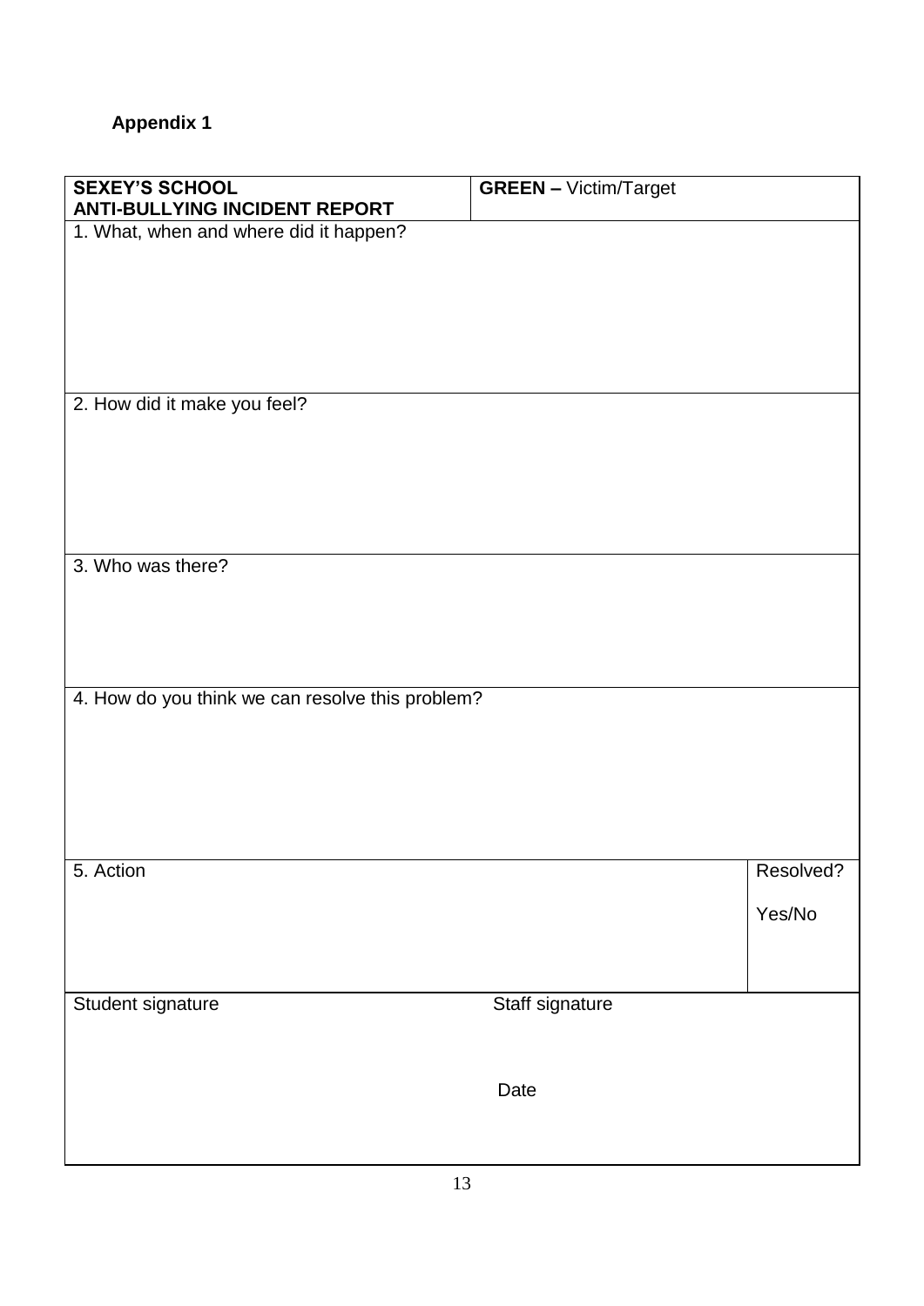**Appendix 1**

| **SEXEY'S SCHOOL** **ANTI-BULLYING INCIDENT REPORT** | **GREEN –** Victim/Target | |
|---|---|---|
| 1. What, when and where did it happen? | | |
| 2. How did it make you feel? | | |
| 3. Who was there? | | |
| 4. How do you think we can resolve this problem? | | |
| 5. Action | | Resolved? Yes/No |
| Student signature | Staff signature Date | |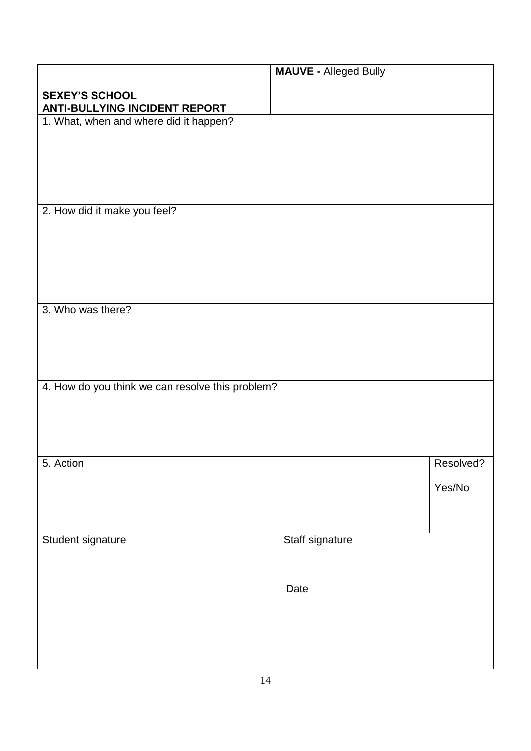| **SEXEY'S SCHOOL**<br>**ANTI-BULLYING INCIDENT REPORT** | **MAUVE -** Alleged Bully | |
|---|---|---|
| 1. What, when and where did it happen? | | |
| 2. How did it make you feel? | | |
| 3. Who was there? | | |
| 4. How do you think we can resolve this problem? | | |
| 5. Action | | Resolved?<br><br>Yes/No |
| Student signature | Staff signature<br><br>Date | |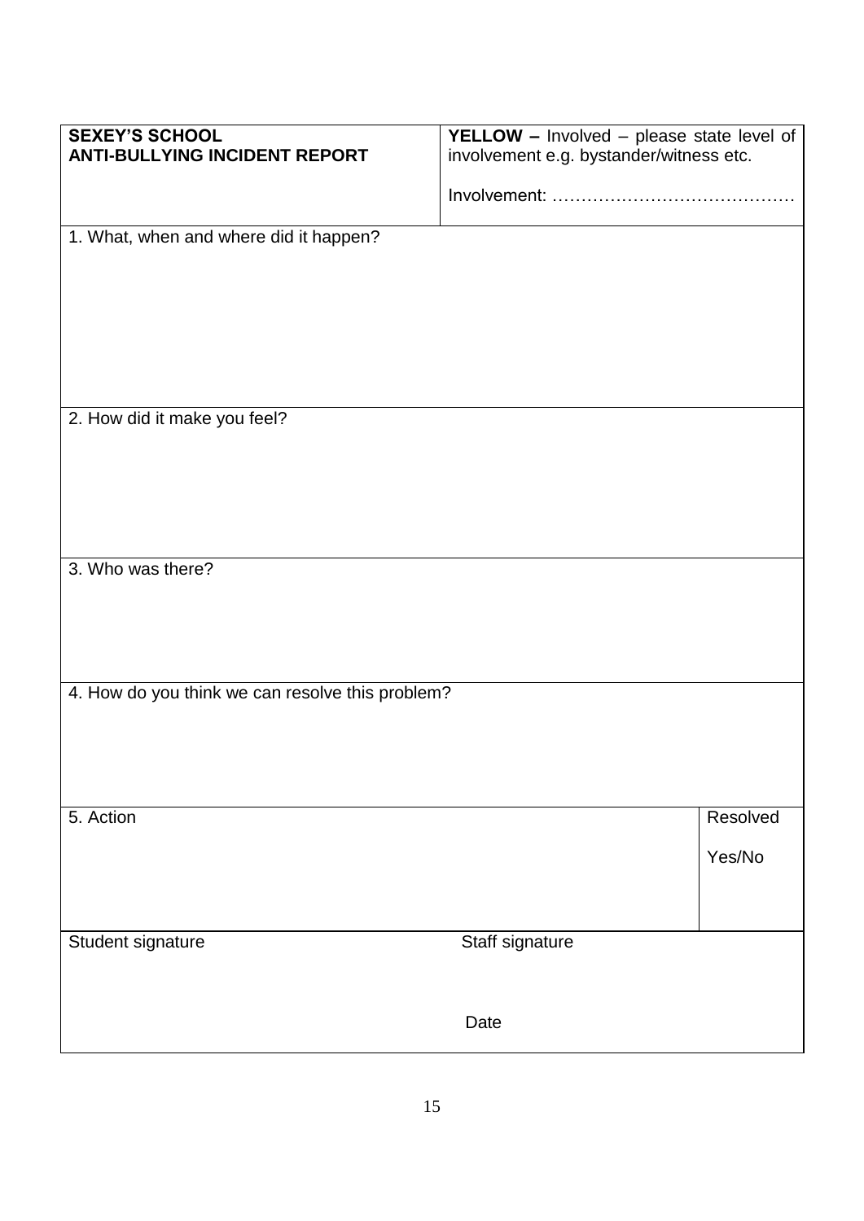| **SEXEY'S SCHOOL**<br>**ANTI-BULLYING INCIDENT REPORT** | **YELLOW –** Involved – please state level of involvement e.g. bystander/witness etc.<br><br>Involvement: …………………………………… |
|---|---|
| 1. What, when and where did it happen? | |
| 2. How did it make you feel? | |
| 3. Who was there? | |
| 4. How do you think we can resolve this problem? | |
| 5. Action | Resolved<br><br>Yes/No |
| Student signature | Staff signature<br><br>Date |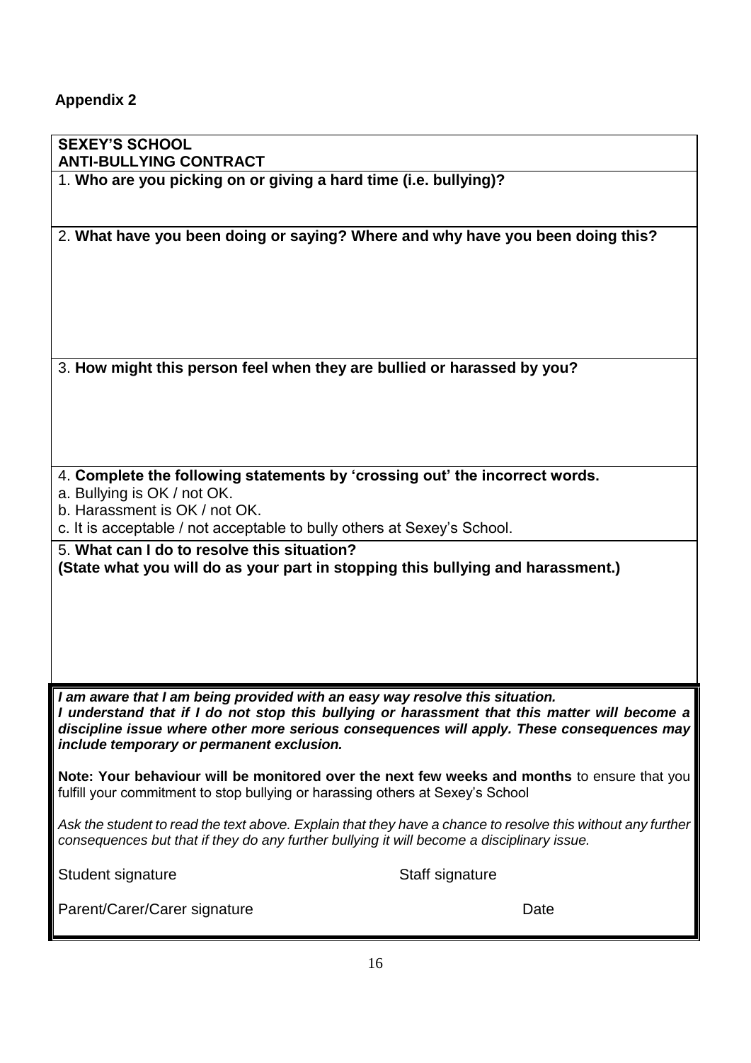**Appendix 2**

**SEXEY'S SCHOOL**
**ANTI-BULLYING CONTRACT**

1. **Who are you picking on or giving a hard time (i.e. bullying)?**

2. **What have you been doing or saying? Where and why have you been doing this?**

3. **How might this person feel when they are bullied or harassed by you?**

4. **Complete the following statements by 'crossing out' the incorrect words.**

a. Bullying is OK / not OK.
b. Harassment is OK / not OK.
c. It is acceptable / not acceptable to bully others at Sexey's School.

5. **What can I do to resolve this situation?**
**(State what you will do as your part in stopping this bullying and harassment.)**

***I am aware that I am being provided with an easy way resolve this situation.***
***I understand that if I do not stop this bullying or harassment that this matter will become a discipline issue where other more serious consequences will apply. These consequences may include temporary or permanent exclusion.***

**Note: Your behaviour will be monitored over the next few weeks and months** to ensure that you fulfill your commitment to stop bullying or harassing others at Sexey's School

*Ask the student to read the text above. Explain that they have a chance to resolve this without any further consequences but that if they do any further bullying it will become a disciplinary issue.*

Student signature Staff signature

Parent/Carer/Carer signature Date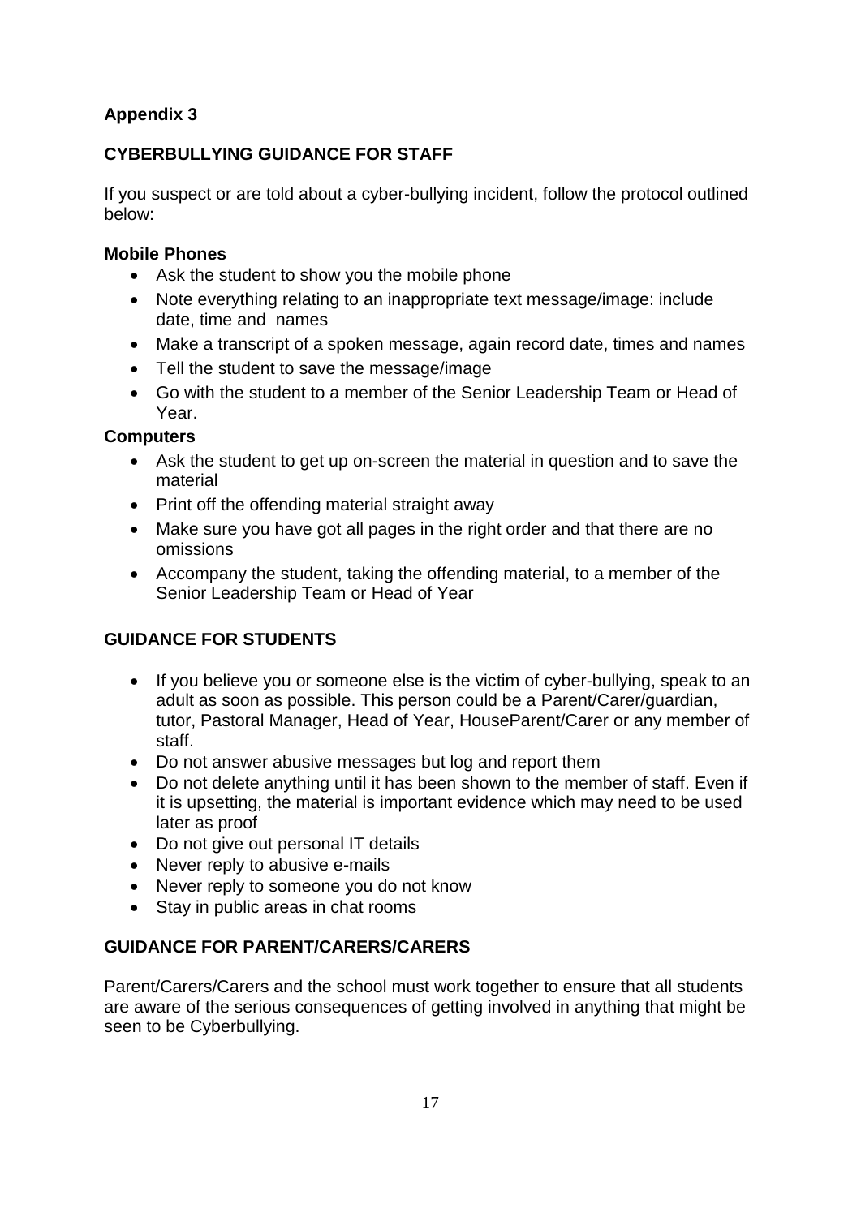**Appendix 3**

**CYBERBULLYING GUIDANCE FOR STAFF**

If you suspect or are told about a cyber-bullying incident, follow the protocol outlined below:

**Mobile Phones**

- Ask the student to show you the mobile phone
- Note everything relating to an inappropriate text message/image: include date, time and names
- Make a transcript of a spoken message, again record date, times and names
- Tell the student to save the message/image
- Go with the student to a member of the Senior Leadership Team or Head of Year.

**Computers**

- Ask the student to get up on-screen the material in question and to save the material
- Print off the offending material straight away
- Make sure you have got all pages in the right order and that there are no omissions
- Accompany the student, taking the offending material, to a member of the Senior Leadership Team or Head of Year

**GUIDANCE FOR STUDENTS**

- If you believe you or someone else is the victim of cyber-bullying, speak to an adult as soon as possible. This person could be a Parent/Carer/guardian, tutor, Pastoral Manager, Head of Year, HouseParent/Carer or any member of staff.
- Do not answer abusive messages but log and report them
- Do not delete anything until it has been shown to the member of staff. Even if it is upsetting, the material is important evidence which may need to be used later as proof
- Do not give out personal IT details
- Never reply to abusive e-mails
- Never reply to someone you do not know
- Stay in public areas in chat rooms

**GUIDANCE FOR PARENT/CARERS/CARERS**

Parent/Carers/Carers and the school must work together to ensure that all students are aware of the serious consequences of getting involved in anything that might be seen to be Cyberbullying.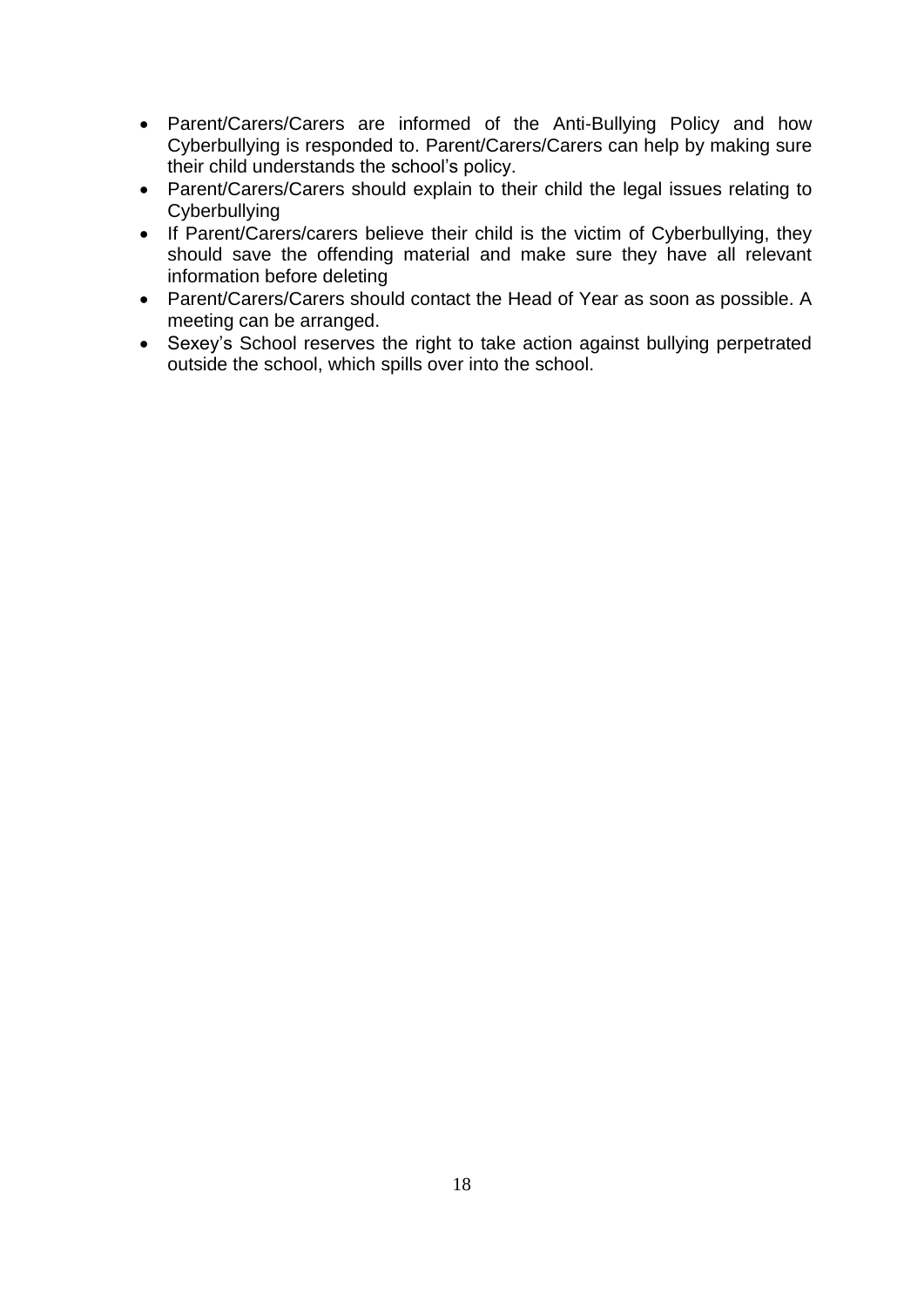- Parent/Carers/Carers are informed of the Anti-Bullying Policy and how Cyberbullying is responded to. Parent/Carers/Carers can help by making sure their child understands the school's policy.
- Parent/Carers/Carers should explain to their child the legal issues relating to Cyberbullying
- If Parent/Carers/carers believe their child is the victim of Cyberbullying, they should save the offending material and make sure they have all relevant information before deleting
- Parent/Carers/Carers should contact the Head of Year as soon as possible. A meeting can be arranged.
- Sexey's School reserves the right to take action against bullying perpetrated outside the school, which spills over into the school.